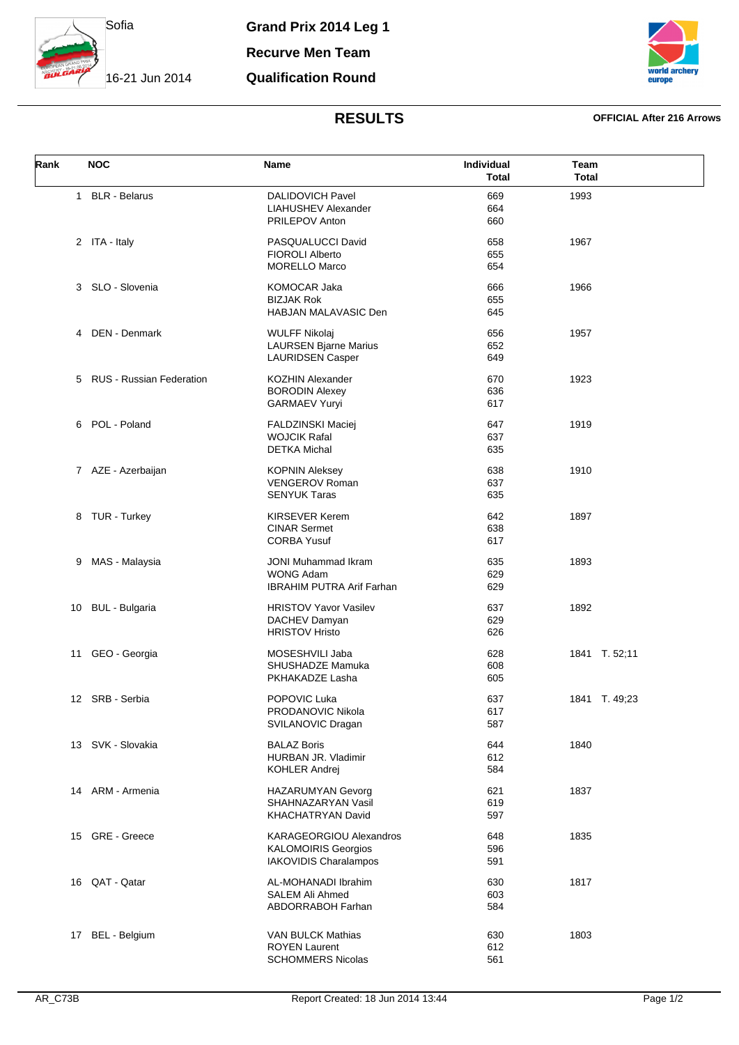Sofia

16-21 Jun 2014

# Grand Prix 2014 Leg 1

## Recurve Men Team

## Qualification Round

## RESULTS

**OFFICIAL After 216 Arrows**

| Rank | NOC | Name | Individual Total | Team Total |
|---|---|---|---|---|
| 1 | BLR - Belarus | DALIDOVICH Pavel | 669 | 1993 |
| | | LIAHUSHEV Alexander | 664 | |
| | | PRILEPOV Anton | 660 | |
| 2 | ITA - Italy | PASQUALUCCI David | 658 | 1967 |
| | | FIOROLI Alberto | 655 | |
| | | MORELLO Marco | 654 | |
| 3 | SLO - Slovenia | KOMOCAR Jaka | 666 | 1966 |
| | | BIZJAK Rok | 655 | |
| | | HABJAN MALAVASIC Den | 645 | |
| 4 | DEN - Denmark | WULFF Nikolaj | 656 | 1957 |
| | | LAURSEN Bjarne Marius | 652 | |
| | | LAURIDSEN Casper | 649 | |
| 5 | RUS - Russian Federation | KOZHIN Alexander | 670 | 1923 |
| | | BORODIN Alexey | 636 | |
| | | GARMAEV Yuryi | 617 | |
| 6 | POL - Poland | FALDZINSKI Maciej | 647 | 1919 |
| | | WOJCIK Rafal | 637 | |
| | | DETKA Michal | 635 | |
| 7 | AZE - Azerbaijan | KOPNIN Aleksey | 638 | 1910 |
| | | VENGEROV Roman | 637 | |
| | | SENYUK Taras | 635 | |
| 8 | TUR - Turkey | KIRSEVER Kerem | 642 | 1897 |
| | | CINAR Sermet | 638 | |
| | | CORBA Yusuf | 617 | |
| 9 | MAS - Malaysia | JONI Muhammad Ikram | 635 | 1893 |
| | | WONG Adam | 629 | |
| | | IBRAHIM PUTRA Arif Farhan | 629 | |
| 10 | BUL - Bulgaria | HRISTOV Yavor Vasilev | 637 | 1892 |
| | | DACHEV Damyan | 629 | |
| | | HRISTOV Hristo | 626 | |
| 11 | GEO - Georgia | MOSESHVILI Jaba | 628 | 1841 T. 52;11 |
| | | SHUSHADZE Mamuka | 608 | |
| | | PKHAKADZE Lasha | 605 | |
| 12 | SRB - Serbia | POPOVIC Luka | 637 | 1841 T. 49;23 |
| | | PRODANOVIC Nikola | 617 | |
| | | SVILANOVIC Dragan | 587 | |
| 13 | SVK - Slovakia | BALAZ Boris | 644 | 1840 |
| | | HURBAN JR. Vladimir | 612 | |
| | | KOHLER Andrej | 584 | |
| 14 | ARM - Armenia | HAZARUMYAN Gevorg | 621 | 1837 |
| | | SHAHNAZARYAN Vasil | 619 | |
| | | KHACHATRYAN David | 597 | |
| 15 | GRE - Greece | KARAGEORGIOU Alexandros | 648 | 1835 |
| | | KALOMOIRIS Georgios | 596 | |
| | | IAKOVIDIS Charalampos | 591 | |
| 16 | QAT - Qatar | AL-MOHANADI Ibrahim | 630 | 1817 |
| | | SALEM Ali Ahmed | 603 | |
| | | ABDORRABOH Farhan | 584 | |
| 17 | BEL - Belgium | VAN BULCK Mathias | 630 | 1803 |
| | | ROYEN Laurent | 612 | |
| | | SCHOMMERS Nicolas | 561 | |

AR_C73B Report Created: 18 Jun 2014 13:44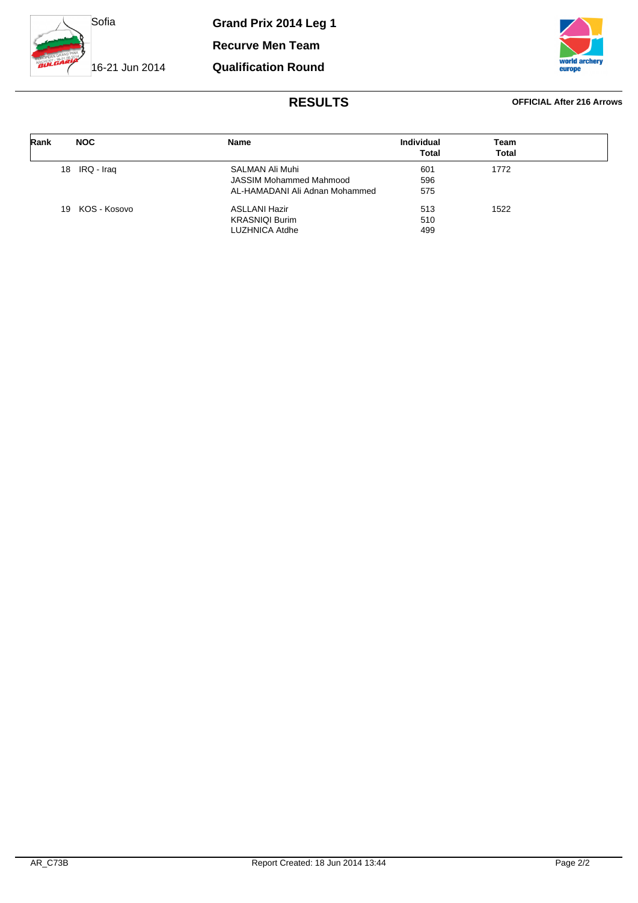Sofia

16-21 Jun 2014

**Grand Prix 2014 Leg 1**

**Recurve Men Team**

**Qualification Round**

## RESULTS

**OFFICIAL After 216 Arrows**

| Rank | NOC | Name | Individual Total | Team Total |
|---|---|---|---|---|
| 18 | IRQ - Iraq | SALMAN Ali Muhi | 601 | 1772 |
| | | JASSIM Mohammed Mahmood | 596 | |
| | | AL-HAMADANI Ali Adnan Mohammed | 575 | |
| 19 | KOS - Kosovo | ASLLANI Hazir | 513 | 1522 |
| | | KRASNIQI Burim | 510 | |
| | | LUZHNICA Atdhe | 499 | |

AR_C73B Report Created: 18 Jun 2014 13:44